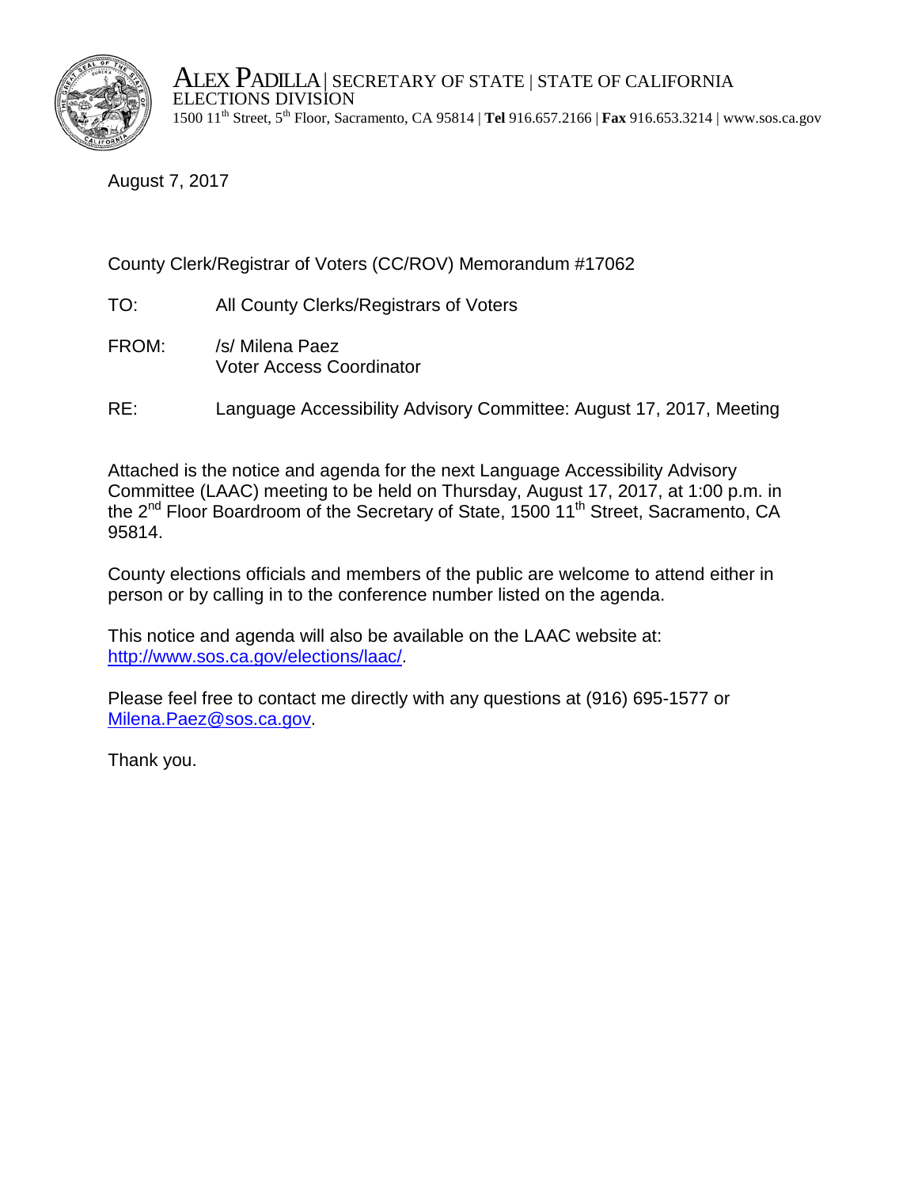ALEX PADILLA | SECRETARY OF STATE | STATE OF CALIFORNIA
ELECTIONS DIVISION
1500 11th Street, 5th Floor, Sacramento, CA 95814 | **Tel** 916.657.2166 | **Fax** 916.653.3214 | www.sos.ca.gov

August 7, 2017

County Clerk/Registrar of Voters (CC/ROV) Memorandum #17062

TO: All County Clerks/Registrars of Voters

FROM: /s/ Milena Paez
Voter Access Coordinator

RE: Language Accessibility Advisory Committee: August 17, 2017, Meeting

Attached is the notice and agenda for the next Language Accessibility Advisory Committee (LAAC) meeting to be held on Thursday, August 17, 2017, at 1:00 p.m. in the 2nd Floor Boardroom of the Secretary of State, 1500 11th Street, Sacramento, CA 95814.

County elections officials and members of the public are welcome to attend either in person or by calling in to the conference number listed on the agenda.

This notice and agenda will also be available on the LAAC website at: http://www.sos.ca.gov/elections/laac/.

Please feel free to contact me directly with any questions at (916) 695-1577 or Milena.Paez@sos.ca.gov.

Thank you.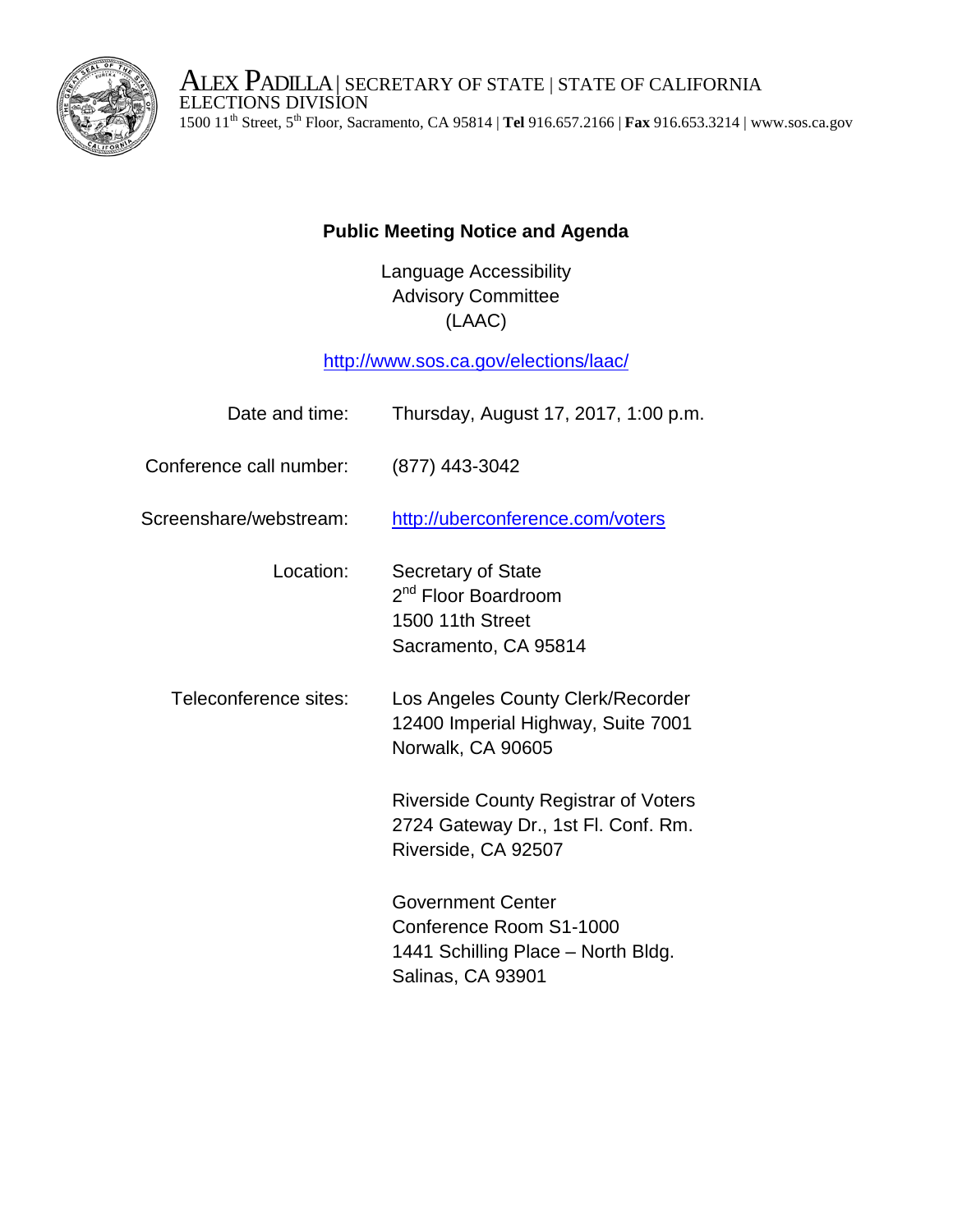ALEX PADILLA | SECRETARY OF STATE | STATE OF CALIFORNIA
ELECTIONS DIVISION
1500 11th Street, 5th Floor, Sacramento, CA 95814 | **Tel** 916.657.2166 | **Fax** 916.653.3214 | www.sos.ca.gov

## Public Meeting Notice and Agenda

Language Accessibility
Advisory Committee
(LAAC)

http://www.sos.ca.gov/elections/laac/

| | |
|---|---|
| Date and time: | Thursday, August 17, 2017, 1:00 p.m. |
| Conference call number: | (877) 443-3042 |
| Screenshare/webstream: | http://uberconference.com/voters |
| Location: | Secretary of State<br>2nd Floor Boardroom<br>1500 11th Street<br>Sacramento, CA 95814 |
| Teleconference sites: | Los Angeles County Clerk/Recorder<br>12400 Imperial Highway, Suite 7001<br>Norwalk, CA 90605 |
| | Riverside County Registrar of Voters<br>2724 Gateway Dr., 1st Fl. Conf. Rm.<br>Riverside, CA 92507 |
| | Government Center<br>Conference Room S1-1000<br>1441 Schilling Place – North Bldg.<br>Salinas, CA 93901 |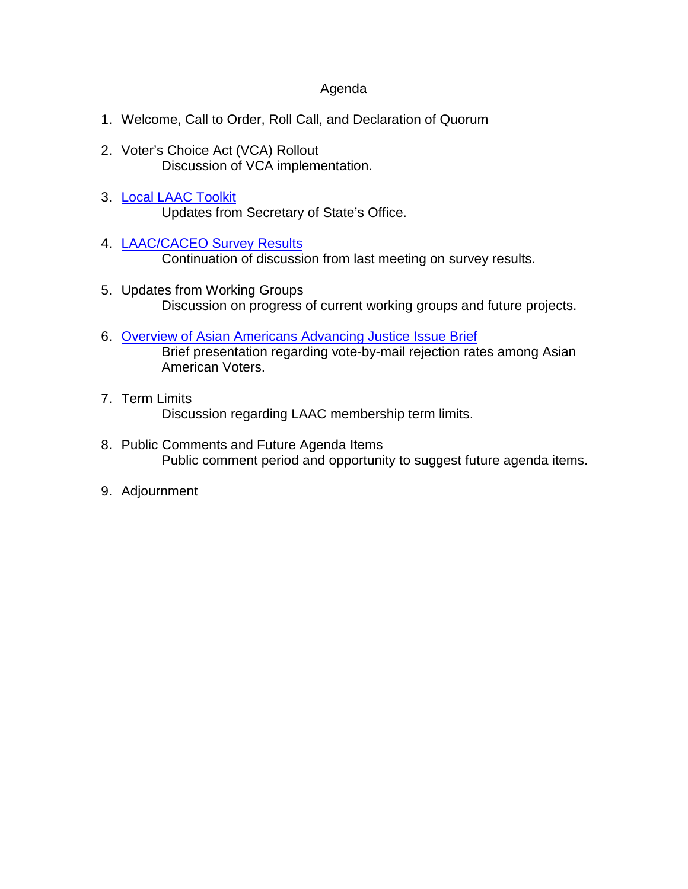# Agenda

1. Welcome, Call to Order, Roll Call, and Declaration of Quorum

2. Voter's Choice Act (VCA) Rollout
   Discussion of VCA implementation.

3. Local LAAC Toolkit
   Updates from Secretary of State's Office.

4. LAAC/CACEO Survey Results
   Continuation of discussion from last meeting on survey results.

5. Updates from Working Groups
   Discussion on progress of current working groups and future projects.

6. Overview of Asian Americans Advancing Justice Issue Brief
   Brief presentation regarding vote-by-mail rejection rates among Asian American Voters.

7. Term Limits
   Discussion regarding LAAC membership term limits.

8. Public Comments and Future Agenda Items
   Public comment period and opportunity to suggest future agenda items.

9. Adjournment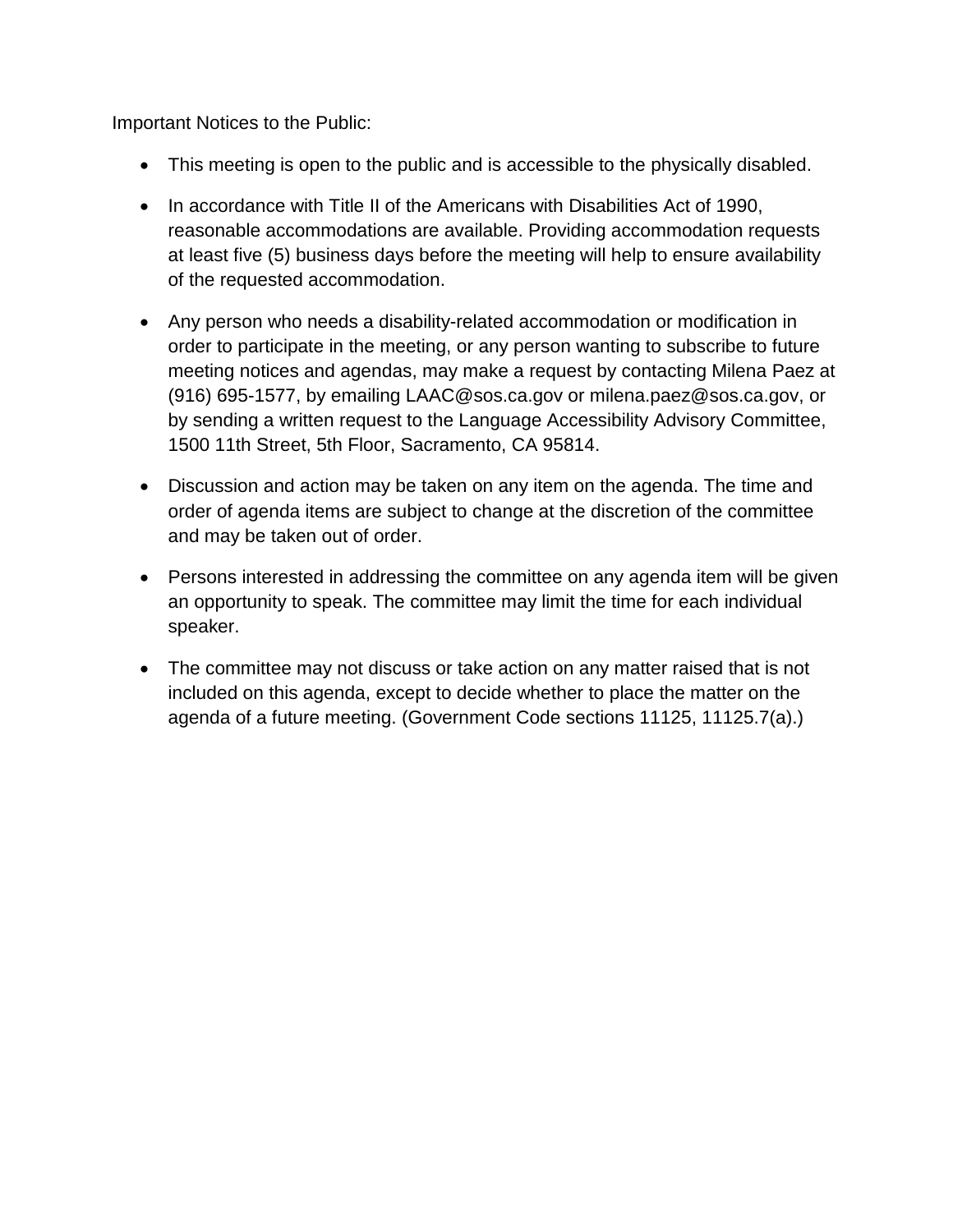Important Notices to the Public:

- This meeting is open to the public and is accessible to the physically disabled.
- In accordance with Title II of the Americans with Disabilities Act of 1990, reasonable accommodations are available. Providing accommodation requests at least five (5) business days before the meeting will help to ensure availability of the requested accommodation.
- Any person who needs a disability-related accommodation or modification in order to participate in the meeting, or any person wanting to subscribe to future meeting notices and agendas, may make a request by contacting Milena Paez at (916) 695-1577, by emailing LAAC@sos.ca.gov or milena.paez@sos.ca.gov, or by sending a written request to the Language Accessibility Advisory Committee, 1500 11th Street, 5th Floor, Sacramento, CA 95814.
- Discussion and action may be taken on any item on the agenda. The time and order of agenda items are subject to change at the discretion of the committee and may be taken out of order.
- Persons interested in addressing the committee on any agenda item will be given an opportunity to speak. The committee may limit the time for each individual speaker.
- The committee may not discuss or take action on any matter raised that is not included on this agenda, except to decide whether to place the matter on the agenda of a future meeting. (Government Code sections 11125, 11125.7(a).)